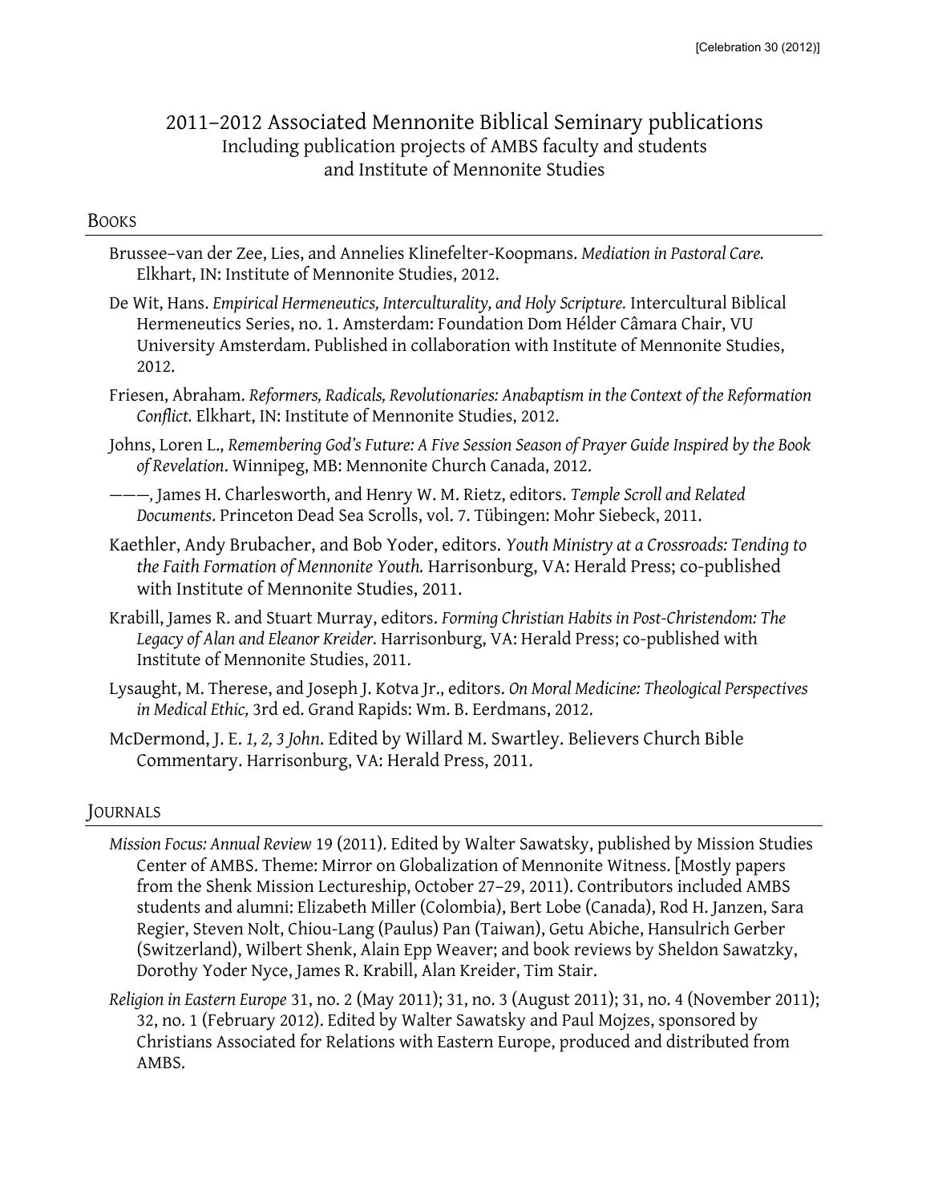# 2011–2012 Associated Mennonite Biblical Seminary publications
Including publication projects of AMBS faculty and students
and Institute of Mennonite Studies

## Books

Brussee–van der Zee, Lies, and Annelies Klinefelter-Koopmans. *Mediation in Pastoral Care.* Elkhart, IN: Institute of Mennonite Studies, 2012.

De Wit, Hans. *Empirical Hermeneutics, Interculturality, and Holy Scripture.* Intercultural Biblical Hermeneutics Series, no. 1. Amsterdam: Foundation Dom Hélder Câmara Chair, VU University Amsterdam. Published in collaboration with Institute of Mennonite Studies, 2012.

Friesen, Abraham. *Reformers, Radicals, Revolutionaries: Anabaptism in the Context of the Reformation Conflict.* Elkhart, IN: Institute of Mennonite Studies, 2012.

Johns, Loren L., *Remembering God's Future: A Five Session Season of Prayer Guide Inspired by the Book of Revelation*. Winnipeg, MB: Mennonite Church Canada, 2012.

———, James H. Charlesworth, and Henry W. M. Rietz, editors. *Temple Scroll and Related Documents*. Princeton Dead Sea Scrolls, vol. 7. Tübingen: Mohr Siebeck, 2011.

Kaethler, Andy Brubacher, and Bob Yoder, editors. *Youth Ministry at a Crossroads: Tending to the Faith Formation of Mennonite Youth.* Harrisonburg, VA: Herald Press; co-published with Institute of Mennonite Studies, 2011.

Krabill, James R. and Stuart Murray, editors. *Forming Christian Habits in Post-Christendom: The Legacy of Alan and Eleanor Kreider.* Harrisonburg, VA: Herald Press; co-published with Institute of Mennonite Studies, 2011.

Lysaught, M. Therese, and Joseph J. Kotva Jr., editors. *On Moral Medicine: Theological Perspectives in Medical Ethic,* 3rd ed. Grand Rapids: Wm. B. Eerdmans, 2012.

McDermond, J. E. *1, 2, 3 John*. Edited by Willard M. Swartley. Believers Church Bible Commentary. Harrisonburg, VA: Herald Press, 2011.

## Journals

*Mission Focus: Annual Review* 19 (2011). Edited by Walter Sawatsky, published by Mission Studies Center of AMBS. Theme: Mirror on Globalization of Mennonite Witness. [Mostly papers from the Shenk Mission Lectureship, October 27–29, 2011). Contributors included AMBS students and alumni: Elizabeth Miller (Colombia), Bert Lobe (Canada), Rod H. Janzen, Sara Regier, Steven Nolt, Chiou-Lang (Paulus) Pan (Taiwan), Getu Abiche, Hansulrich Gerber (Switzerland), Wilbert Shenk, Alain Epp Weaver; and book reviews by Sheldon Sawatzky, Dorothy Yoder Nyce, James R. Krabill, Alan Kreider, Tim Stair.

*Religion in Eastern Europe* 31, no. 2 (May 2011); 31, no. 3 (August 2011); 31, no. 4 (November 2011); 32, no. 1 (February 2012). Edited by Walter Sawatsky and Paul Mojzes, sponsored by Christians Associated for Relations with Eastern Europe, produced and distributed from AMBS.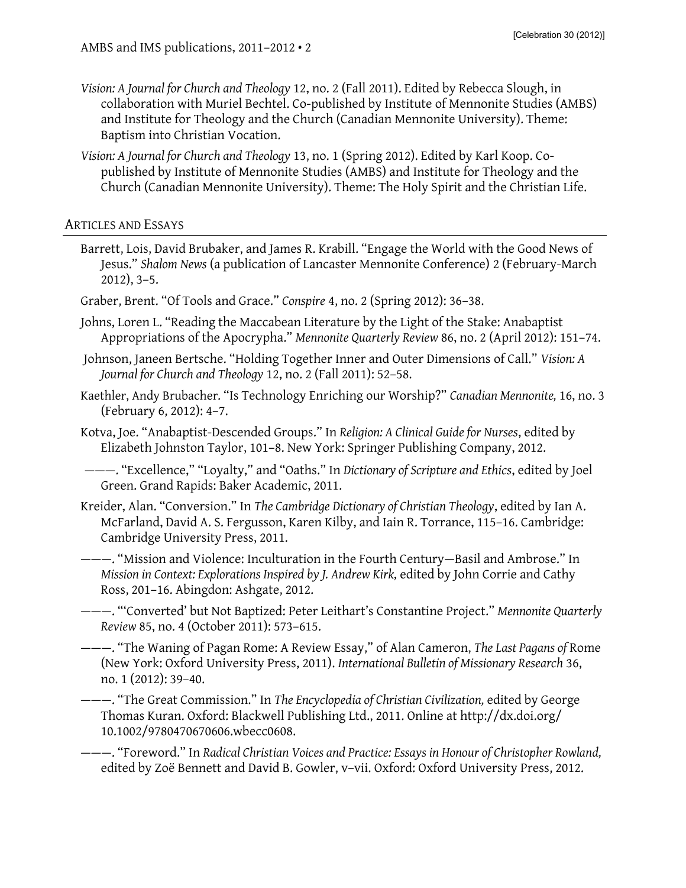*Vision: A Journal for Church and Theology* 12, no. 2 (Fall 2011). Edited by Rebecca Slough, in collaboration with Muriel Bechtel. Co-published by Institute of Mennonite Studies (AMBS) and Institute for Theology and the Church (Canadian Mennonite University). Theme: Baptism into Christian Vocation.

*Vision: A Journal for Church and Theology* 13, no. 1 (Spring 2012). Edited by Karl Koop. Co-published by Institute of Mennonite Studies (AMBS) and Institute for Theology and the Church (Canadian Mennonite University). Theme: The Holy Spirit and the Christian Life.

## Articles and Essays

Barrett, Lois, David Brubaker, and James R. Krabill. "Engage the World with the Good News of Jesus." *Shalom News* (a publication of Lancaster Mennonite Conference) 2 (February-March 2012), 3–5.

Graber, Brent. "Of Tools and Grace." *Conspire* 4, no. 2 (Spring 2012): 36–38.

Johns, Loren L. "Reading the Maccabean Literature by the Light of the Stake: Anabaptist Appropriations of the Apocrypha." *Mennonite Quarterly Review* 86, no. 2 (April 2012): 151–74.

Johnson, Janeen Bertsche. "Holding Together Inner and Outer Dimensions of Call." *Vision: A Journal for Church and Theology* 12, no. 2 (Fall 2011): 52–58.

Kaethler, Andy Brubacher. "Is Technology Enriching our Worship?" *Canadian Mennonite,* 16, no. 3 (February 6, 2012): 4–7.

Kotva, Joe. "Anabaptist-Descended Groups." In *Religion: A Clinical Guide for Nurses*, edited by Elizabeth Johnston Taylor, 101–8. New York: Springer Publishing Company, 2012.

———. "Excellence," "Loyalty," and "Oaths." In *Dictionary of Scripture and Ethics*, edited by Joel Green. Grand Rapids: Baker Academic, 2011.

Kreider, Alan. "Conversion." In *The Cambridge Dictionary of Christian Theology*, edited by Ian A. McFarland, David A. S. Fergusson, Karen Kilby, and Iain R. Torrance, 115–16. Cambridge: Cambridge University Press, 2011.

———. "Mission and Violence: Inculturation in the Fourth Century—Basil and Ambrose." In *Mission in Context: Explorations Inspired by J. Andrew Kirk,* edited by John Corrie and Cathy Ross, 201–16. Abingdon: Ashgate, 2012.

———. "'Converted' but Not Baptized: Peter Leithart's Constantine Project." *Mennonite Quarterly Review* 85, no. 4 (October 2011): 573–615.

———. "The Waning of Pagan Rome: A Review Essay," of Alan Cameron, *The Last Pagans of* Rome (New York: Oxford University Press, 2011). *International Bulletin of Missionary Research* 36, no. 1 (2012): 39–40.

———. "The Great Commission." In *The Encyclopedia of Christian Civilization,* edited by George Thomas Kuran. Oxford: Blackwell Publishing Ltd., 2011. Online at http://dx.doi.org/10.1002/9780470670606.wbecc0608.

———. "Foreword." In *Radical Christian Voices and Practice: Essays in Honour of Christopher Rowland,* edited by Zoë Bennett and David B. Gowler, v–vii. Oxford: Oxford University Press, 2012.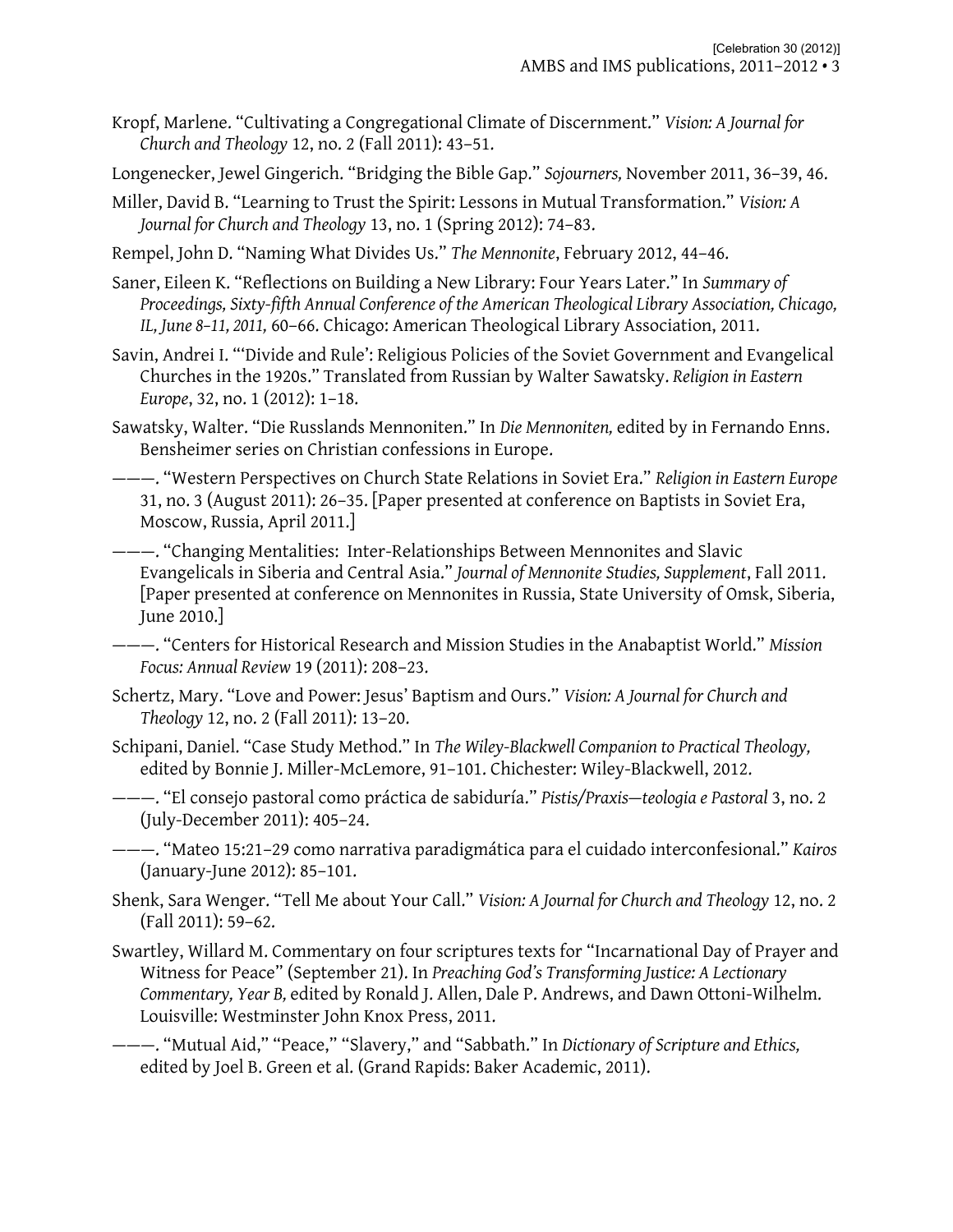Kropf, Marlene. "Cultivating a Congregational Climate of Discernment." *Vision: A Journal for Church and Theology* 12, no. 2 (Fall 2011): 43–51.

Longenecker, Jewel Gingerich. "Bridging the Bible Gap." *Sojourners,* November 2011, 36–39, 46.

Miller, David B. "Learning to Trust the Spirit: Lessons in Mutual Transformation." *Vision: A Journal for Church and Theology* 13, no. 1 (Spring 2012): 74–83.

Rempel, John D. "Naming What Divides Us." *The Mennonite*, February 2012, 44–46.

Saner, Eileen K. "Reflections on Building a New Library: Four Years Later." In *Summary of Proceedings, Sixty-fifth Annual Conference of the American Theological Library Association, Chicago, IL, June 8–11, 2011,* 60–66. Chicago: American Theological Library Association, 2011.

Savin, Andrei I. "'Divide and Rule': Religious Policies of the Soviet Government and Evangelical Churches in the 1920s." Translated from Russian by Walter Sawatsky. *Religion in Eastern Europe*, 32, no. 1 (2012): 1–18.

Sawatsky, Walter. "Die Russlands Mennoniten." In *Die Mennoniten,* edited by in Fernando Enns. Bensheimer series on Christian confessions in Europe.

———. "Western Perspectives on Church State Relations in Soviet Era." *Religion in Eastern Europe* 31, no. 3 (August 2011): 26–35. [Paper presented at conference on Baptists in Soviet Era, Moscow, Russia, April 2011.]

———. "Changing Mentalities: Inter-Relationships Between Mennonites and Slavic Evangelicals in Siberia and Central Asia." *Journal of Mennonite Studies, Supplement*, Fall 2011. [Paper presented at conference on Mennonites in Russia, State University of Omsk, Siberia, June 2010.]

———. "Centers for Historical Research and Mission Studies in the Anabaptist World." *Mission Focus: Annual Review* 19 (2011): 208–23.

Schertz, Mary. "Love and Power: Jesus' Baptism and Ours." *Vision: A Journal for Church and Theology* 12, no. 2 (Fall 2011): 13–20.

Schipani, Daniel. "Case Study Method." In *The Wiley-Blackwell Companion to Practical Theology,* edited by Bonnie J. Miller-McLemore, 91–101. Chichester: Wiley-Blackwell, 2012.

———. "El consejo pastoral como práctica de sabiduría." *Pistis/Praxis—teologia e Pastoral* 3, no. 2 (July-December 2011): 405–24.

———. "Mateo 15:21–29 como narrativa paradigmática para el cuidado interconfesional." *Kairos* (January-June 2012): 85–101.

Shenk, Sara Wenger. "Tell Me about Your Call." *Vision: A Journal for Church and Theology* 12, no. 2 (Fall 2011): 59–62.

Swartley, Willard M. Commentary on four scriptures texts for "Incarnational Day of Prayer and Witness for Peace" (September 21). In *Preaching God's Transforming Justice: A Lectionary Commentary, Year B,* edited by Ronald J. Allen, Dale P. Andrews, and Dawn Ottoni-Wilhelm. Louisville: Westminster John Knox Press, 2011.

———. "Mutual Aid," "Peace," "Slavery," and "Sabbath." In *Dictionary of Scripture and Ethics,* edited by Joel B. Green et al. (Grand Rapids: Baker Academic, 2011).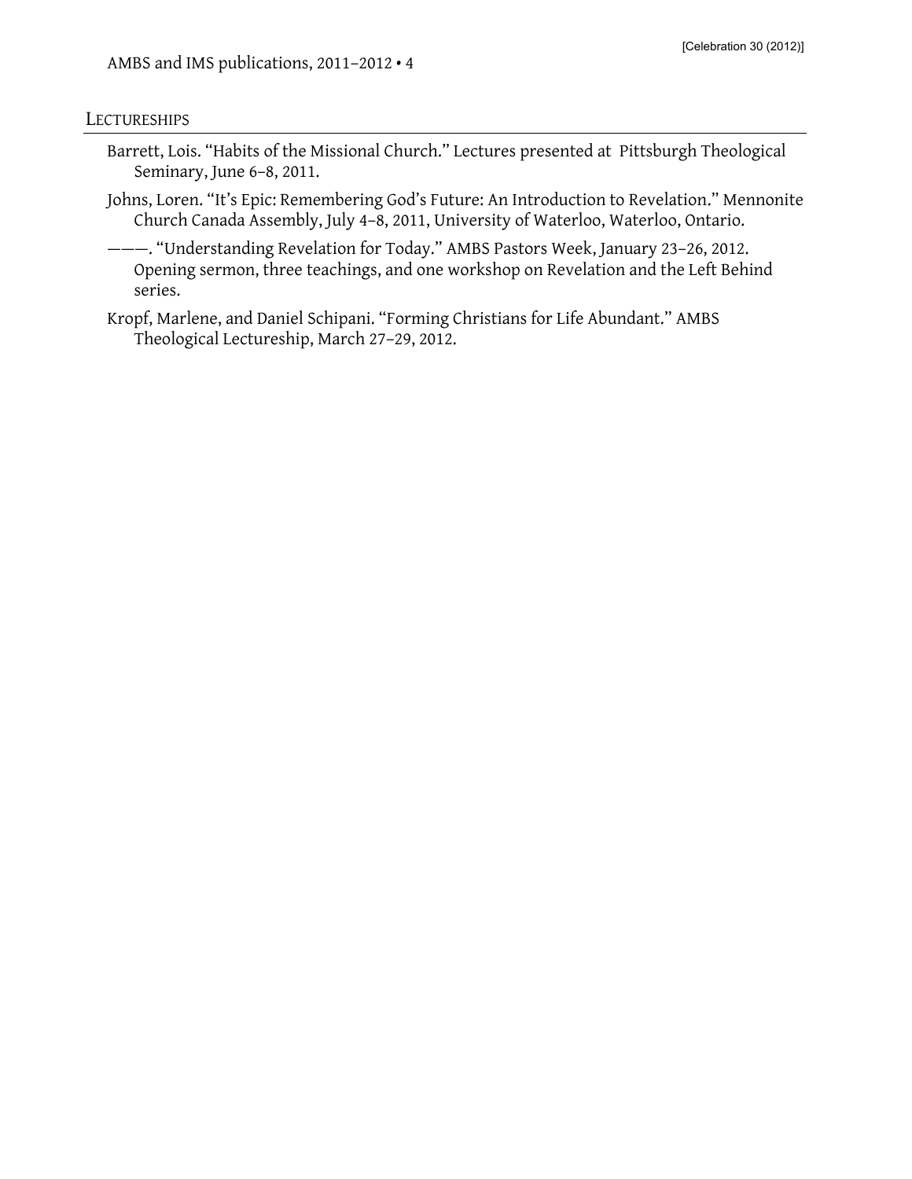## LECTURESHIPS

Barrett, Lois. "Habits of the Missional Church." Lectures presented at Pittsburgh Theological Seminary, June 6–8, 2011.

Johns, Loren. "It's Epic: Remembering God's Future: An Introduction to Revelation." Mennonite Church Canada Assembly, July 4–8, 2011, University of Waterloo, Waterloo, Ontario.

———. "Understanding Revelation for Today." AMBS Pastors Week, January 23–26, 2012. Opening sermon, three teachings, and one workshop on Revelation and the Left Behind series.

Kropf, Marlene, and Daniel Schipani. "Forming Christians for Life Abundant." AMBS Theological Lectureship, March 27–29, 2012.